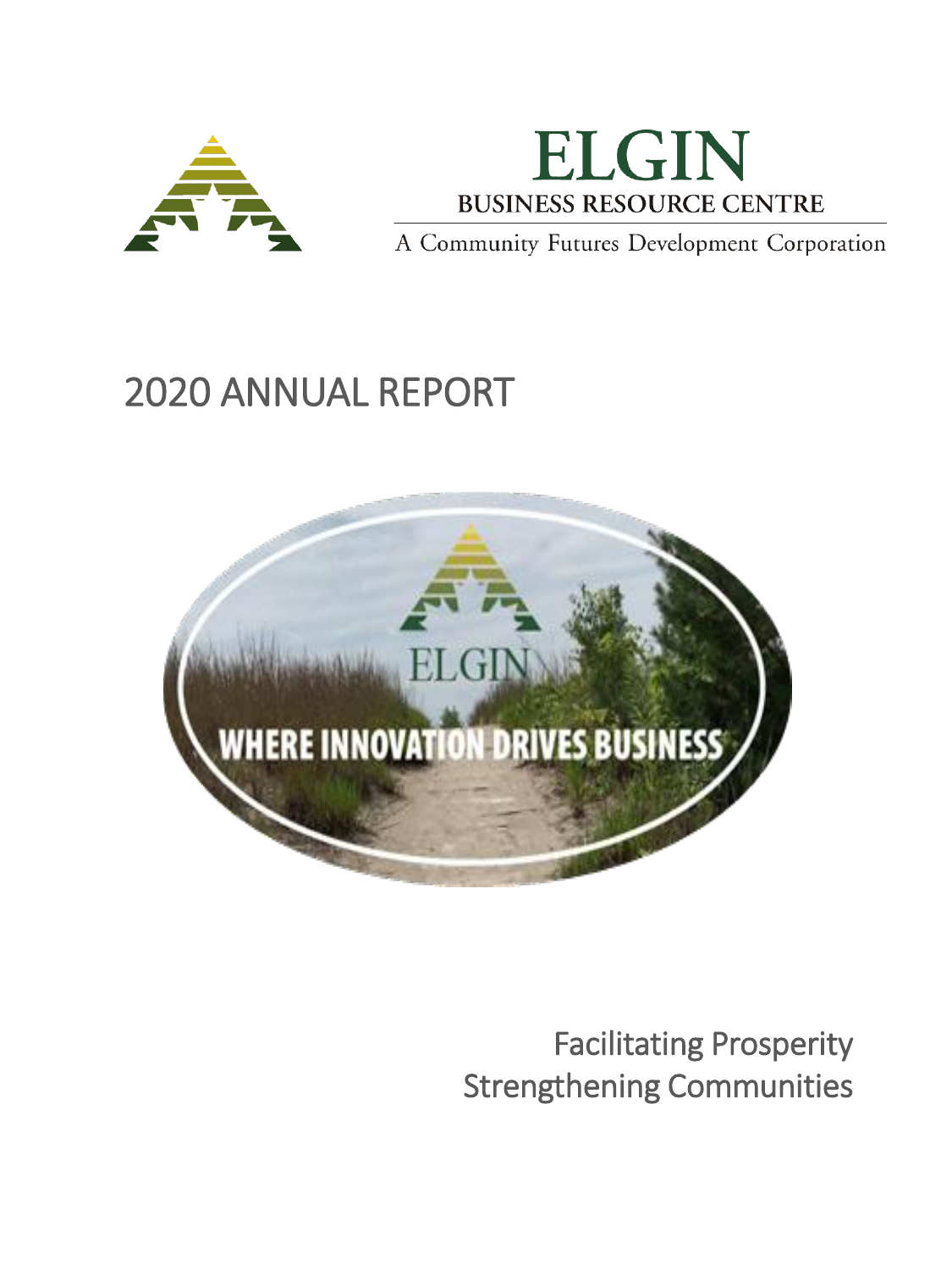# ELGIN

BUSINESS RESOURCE CENTRE

A Community Futures Development Corporation

# 2020 ANNUAL REPORT

ELGIN

WHERE INNOVATION DRIVES BUSINESS

Facilitating Prosperity
Strengthening Communities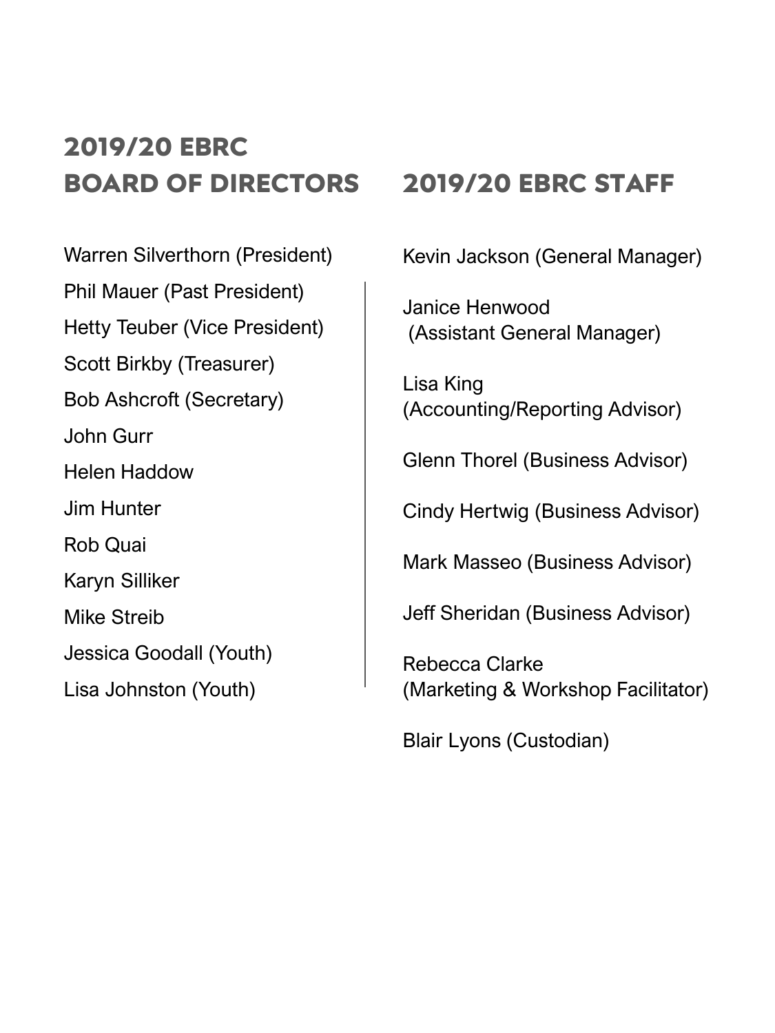## 2019/20 EBRC BOARD OF DIRECTORS

Warren Silverthorn (President)

Phil Mauer (Past President)

Hetty Teuber (Vice President)

Scott Birkby (Treasurer)

Bob Ashcroft (Secretary)

John Gurr

Helen Haddow

Jim Hunter

Rob Quai

Karyn Silliker

Mike Streib

Jessica Goodall (Youth)

Lisa Johnston (Youth)

## 2019/20 EBRC STAFF

Kevin Jackson (General Manager)

Janice Henwood (Assistant General Manager)

Lisa King (Accounting/Reporting Advisor)

Glenn Thorel (Business Advisor)

Cindy Hertwig (Business Advisor)

Mark Masseo (Business Advisor)

Jeff Sheridan (Business Advisor)

Rebecca Clarke (Marketing & Workshop Facilitator)

Blair Lyons (Custodian)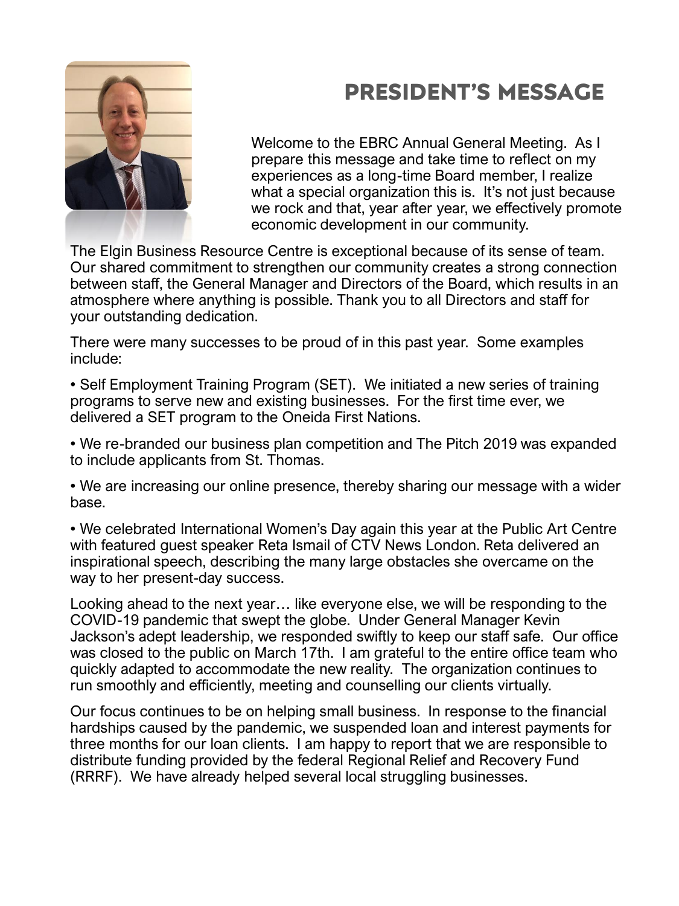# PRESIDENT'S MESSAGE

Welcome to the EBRC Annual General Meeting. As I prepare this message and take time to reflect on my experiences as a long-time Board member, I realize what a special organization this is. It's not just because we rock and that, year after year, we effectively promote economic development in our community.

The Elgin Business Resource Centre is exceptional because of its sense of team. Our shared commitment to strengthen our community creates a strong connection between staff, the General Manager and Directors of the Board, which results in an atmosphere where anything is possible. Thank you to all Directors and staff for your outstanding dedication.

There were many successes to be proud of in this past year. Some examples include:

- Self Employment Training Program (SET). We initiated a new series of training programs to serve new and existing businesses. For the first time ever, we delivered a SET program to the Oneida First Nations.

- We re-branded our business plan competition and The Pitch 2019 was expanded to include applicants from St. Thomas.

- We are increasing our online presence, thereby sharing our message with a wider base.

- We celebrated International Women's Day again this year at the Public Art Centre with featured guest speaker Reta Ismail of CTV News London. Reta delivered an inspirational speech, describing the many large obstacles she overcame on the way to her present-day success.

Looking ahead to the next year… like everyone else, we will be responding to the COVID-19 pandemic that swept the globe. Under General Manager Kevin Jackson's adept leadership, we responded swiftly to keep our staff safe. Our office was closed to the public on March 17th. I am grateful to the entire office team who quickly adapted to accommodate the new reality. The organization continues to run smoothly and efficiently, meeting and counselling our clients virtually.

Our focus continues to be on helping small business. In response to the financial hardships caused by the pandemic, we suspended loan and interest payments for three months for our loan clients. I am happy to report that we are responsible to distribute funding provided by the federal Regional Relief and Recovery Fund (RRRF). We have already helped several local struggling businesses.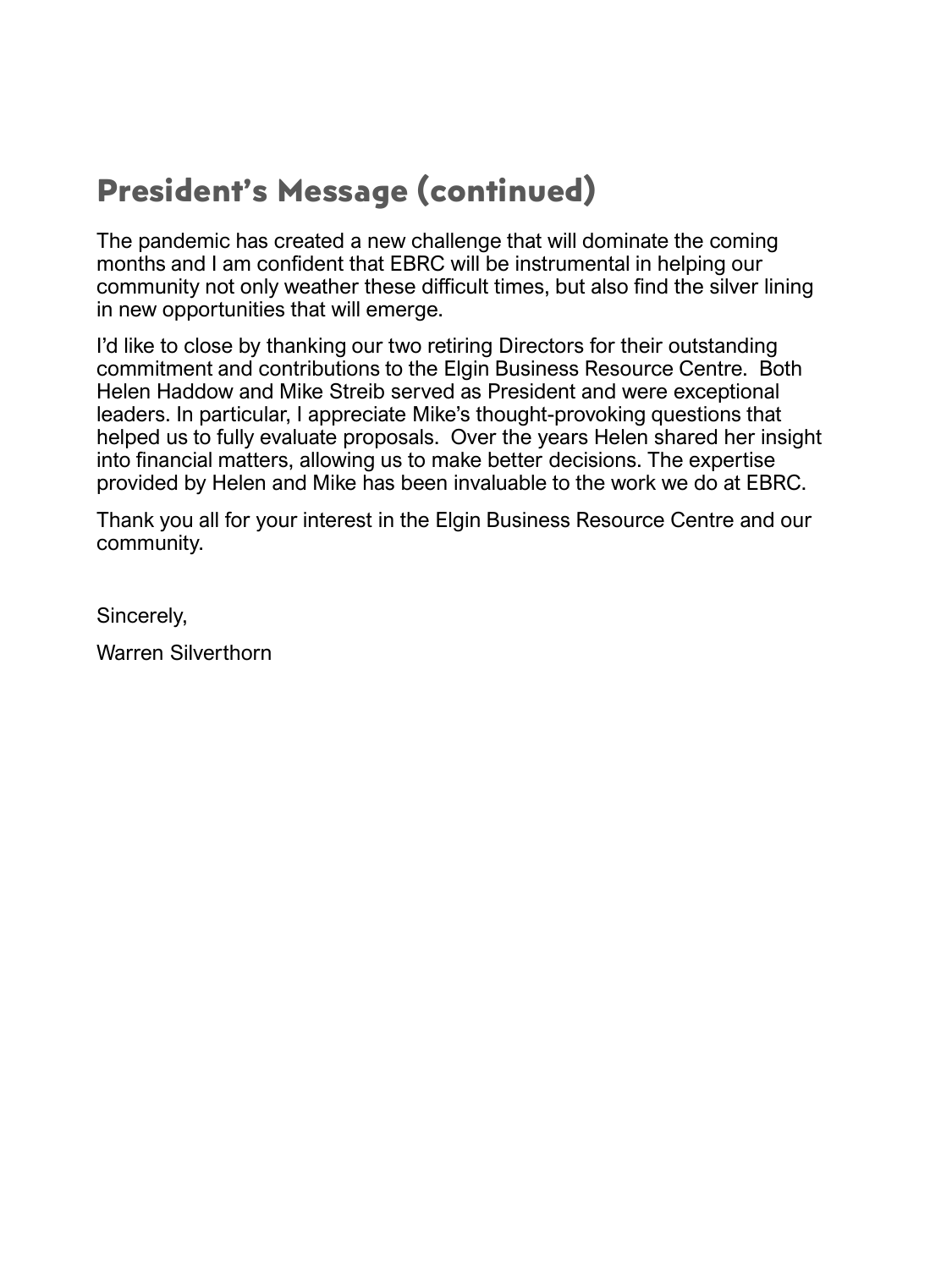# President's Message (continued)

The pandemic has created a new challenge that will dominate the coming months and I am confident that EBRC will be instrumental in helping our community not only weather these difficult times, but also find the silver lining in new opportunities that will emerge.

I'd like to close by thanking our two retiring Directors for their outstanding commitment and contributions to the Elgin Business Resource Centre. Both Helen Haddow and Mike Streib served as President and were exceptional leaders. In particular, I appreciate Mike's thought-provoking questions that helped us to fully evaluate proposals. Over the years Helen shared her insight into financial matters, allowing us to make better decisions. The expertise provided by Helen and Mike has been invaluable to the work we do at EBRC.

Thank you all for your interest in the Elgin Business Resource Centre and our community.

Sincerely,

Warren Silverthorn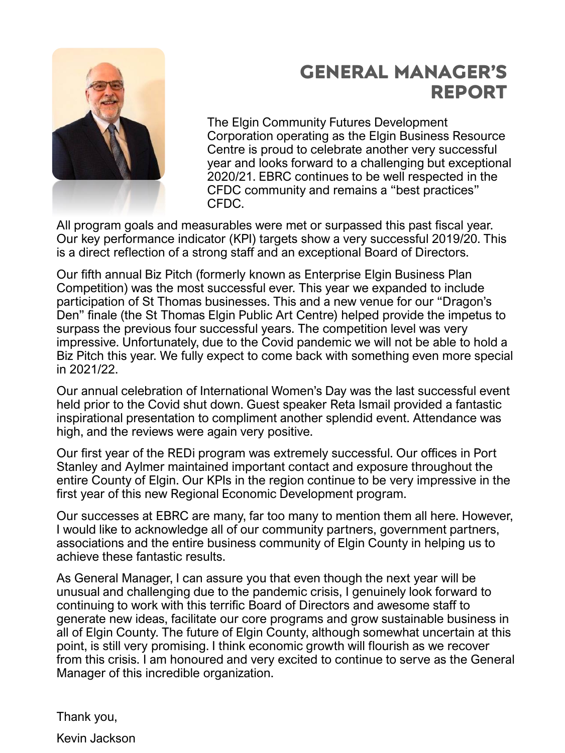# GENERAL MANAGER'S REPORT

The Elgin Community Futures Development Corporation operating as the Elgin Business Resource Centre is proud to celebrate another very successful year and looks forward to a challenging but exceptional 2020/21. EBRC continues to be well respected in the CFDC community and remains a "best practices" CFDC.

All program goals and measurables were met or surpassed this past fiscal year. Our key performance indicator (KPI) targets show a very successful 2019/20. This is a direct reflection of a strong staff and an exceptional Board of Directors.

Our fifth annual Biz Pitch (formerly known as Enterprise Elgin Business Plan Competition) was the most successful ever. This year we expanded to include participation of St Thomas businesses. This and a new venue for our "Dragon's Den" finale (the St Thomas Elgin Public Art Centre) helped provide the impetus to surpass the previous four successful years. The competition level was very impressive. Unfortunately, due to the Covid pandemic we will not be able to hold a Biz Pitch this year. We fully expect to come back with something even more special in 2021/22.

Our annual celebration of International Women's Day was the last successful event held prior to the Covid shut down. Guest speaker Reta Ismail provided a fantastic inspirational presentation to compliment another splendid event. Attendance was high, and the reviews were again very positive.

Our first year of the REDi program was extremely successful. Our offices in Port Stanley and Aylmer maintained important contact and exposure throughout the entire County of Elgin. Our KPIs in the region continue to be very impressive in the first year of this new Regional Economic Development program.

Our successes at EBRC are many, far too many to mention them all here. However, I would like to acknowledge all of our community partners, government partners, associations and the entire business community of Elgin County in helping us to achieve these fantastic results.

As General Manager, I can assure you that even though the next year will be unusual and challenging due to the pandemic crisis, I genuinely look forward to continuing to work with this terrific Board of Directors and awesome staff to generate new ideas, facilitate our core programs and grow sustainable business in all of Elgin County. The future of Elgin County, although somewhat uncertain at this point, is still very promising. I think economic growth will flourish as we recover from this crisis. I am honoured and very excited to continue to serve as the General Manager of this incredible organization.

Thank you,

Kevin Jackson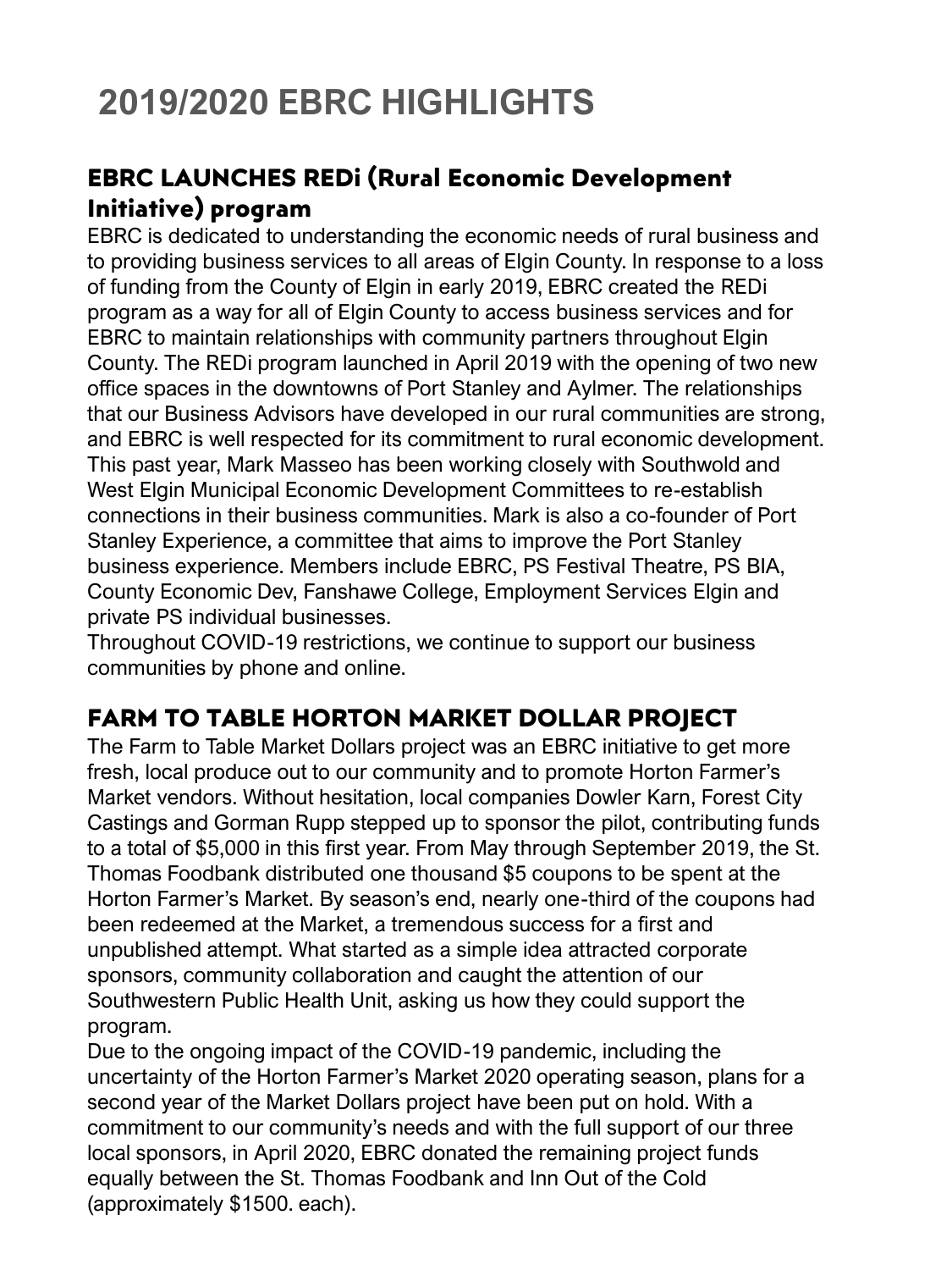# 2019/2020 EBRC HIGHLIGHTS

## EBRC LAUNCHES REDi (Rural Economic Development Initiative) program

EBRC is dedicated to understanding the economic needs of rural business and to providing business services to all areas of Elgin County. In response to a loss of funding from the County of Elgin in early 2019, EBRC created the REDi program as a way for all of Elgin County to access business services and for EBRC to maintain relationships with community partners throughout Elgin County. The REDi program launched in April 2019 with the opening of two new office spaces in the downtowns of Port Stanley and Aylmer. The relationships that our Business Advisors have developed in our rural communities are strong, and EBRC is well respected for its commitment to rural economic development. This past year, Mark Masseo has been working closely with Southwold and West Elgin Municipal Economic Development Committees to re-establish connections in their business communities. Mark is also a co-founder of Port Stanley Experience, a committee that aims to improve the Port Stanley business experience. Members include EBRC, PS Festival Theatre, PS BIA, County Economic Dev, Fanshawe College, Employment Services Elgin and private PS individual businesses.

Throughout COVID-19 restrictions, we continue to support our business communities by phone and online.

## FARM TO TABLE HORTON MARKET DOLLAR PROJECT

The Farm to Table Market Dollars project was an EBRC initiative to get more fresh, local produce out to our community and to promote Horton Farmer's Market vendors. Without hesitation, local companies Dowler Karn, Forest City Castings and Gorman Rupp stepped up to sponsor the pilot, contributing funds to a total of $5,000 in this first year. From May through September 2019, the St. Thomas Foodbank distributed one thousand $5 coupons to be spent at the Horton Farmer's Market. By season's end, nearly one-third of the coupons had been redeemed at the Market, a tremendous success for a first and unpublished attempt. What started as a simple idea attracted corporate sponsors, community collaboration and caught the attention of our Southwestern Public Health Unit, asking us how they could support the program.

Due to the ongoing impact of the COVID-19 pandemic, including the uncertainty of the Horton Farmer's Market 2020 operating season, plans for a second year of the Market Dollars project have been put on hold. With a commitment to our community's needs and with the full support of our three local sponsors, in April 2020, EBRC donated the remaining project funds equally between the St. Thomas Foodbank and Inn Out of the Cold (approximately $1500. each).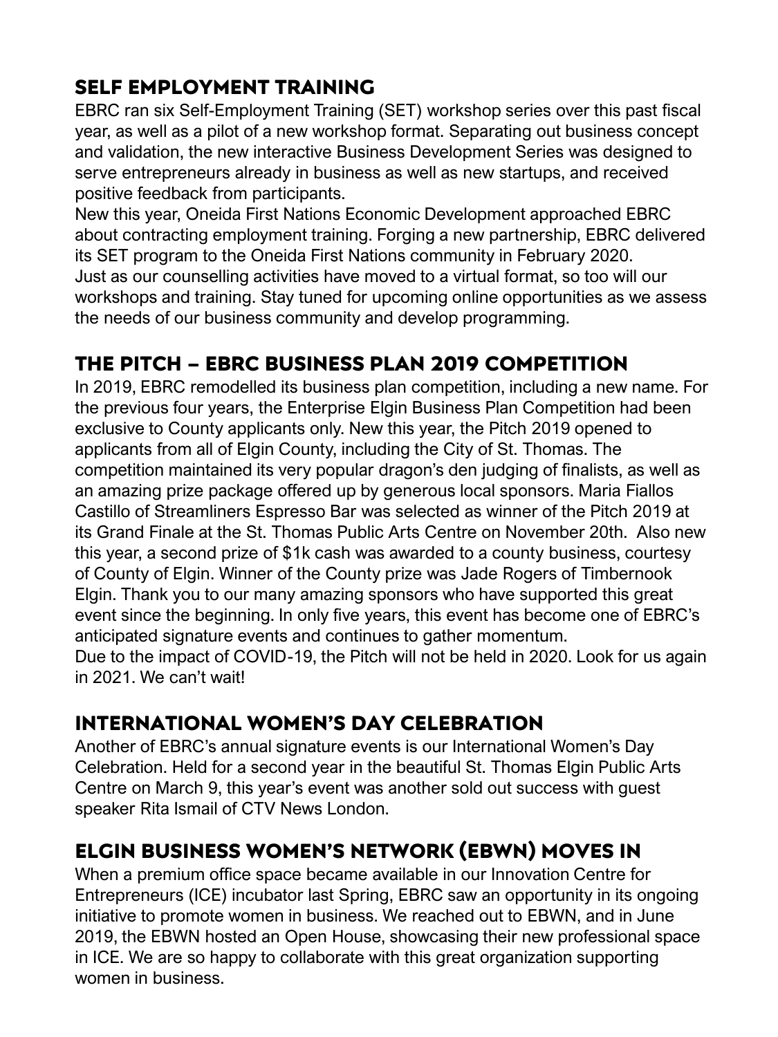## SELF EMPLOYMENT TRAINING

EBRC ran six Self-Employment Training (SET) workshop series over this past fiscal year, as well as a pilot of a new workshop format. Separating out business concept and validation, the new interactive Business Development Series was designed to serve entrepreneurs already in business as well as new startups, and received positive feedback from participants.

New this year, Oneida First Nations Economic Development approached EBRC about contracting employment training. Forging a new partnership, EBRC delivered its SET program to the Oneida First Nations community in February 2020.

Just as our counselling activities have moved to a virtual format, so too will our workshops and training. Stay tuned for upcoming online opportunities as we assess the needs of our business community and develop programming.

## THE PITCH – EBRC BUSINESS PLAN 2019 COMPETITION

In 2019, EBRC remodelled its business plan competition, including a new name. For the previous four years, the Enterprise Elgin Business Plan Competition had been exclusive to County applicants only. New this year, the Pitch 2019 opened to applicants from all of Elgin County, including the City of St. Thomas. The competition maintained its very popular dragon's den judging of finalists, as well as an amazing prize package offered up by generous local sponsors. Maria Fiallos Castillo of Streamliners Espresso Bar was selected as winner of the Pitch 2019 at its Grand Finale at the St. Thomas Public Arts Centre on November 20th. Also new this year, a second prize of $1k cash was awarded to a county business, courtesy of County of Elgin. Winner of the County prize was Jade Rogers of Timbernook Elgin. Thank you to our many amazing sponsors who have supported this great event since the beginning. In only five years, this event has become one of EBRC's anticipated signature events and continues to gather momentum.

Due to the impact of COVID-19, the Pitch will not be held in 2020. Look for us again in 2021. We can't wait!

## INTERNATIONAL WOMEN'S DAY CELEBRATION

Another of EBRC's annual signature events is our International Women's Day Celebration. Held for a second year in the beautiful St. Thomas Elgin Public Arts Centre on March 9, this year's event was another sold out success with guest speaker Rita Ismail of CTV News London.

## ELGIN BUSINESS WOMEN'S NETWORK (EBWN) MOVES IN

When a premium office space became available in our Innovation Centre for Entrepreneurs (ICE) incubator last Spring, EBRC saw an opportunity in its ongoing initiative to promote women in business. We reached out to EBWN, and in June 2019, the EBWN hosted an Open House, showcasing their new professional space in ICE. We are so happy to collaborate with this great organization supporting women in business.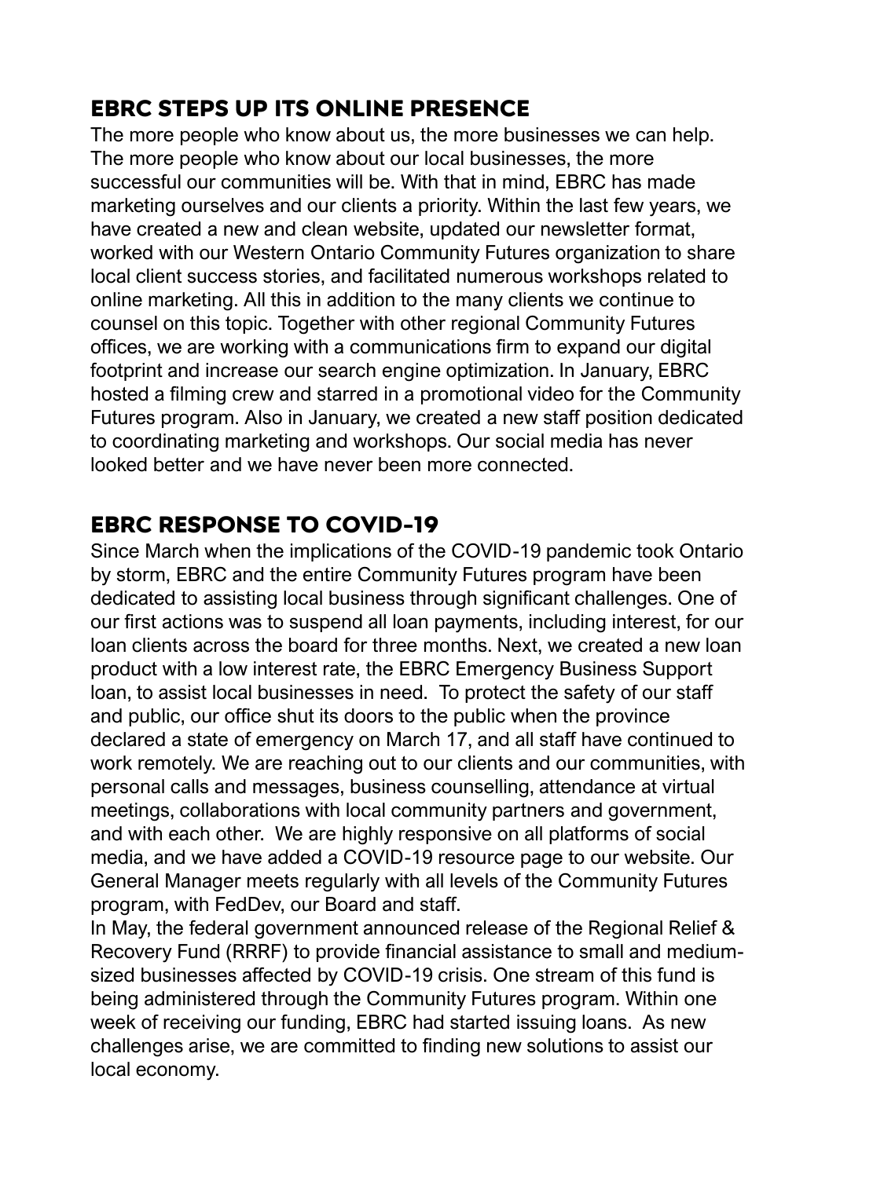## EBRC STEPS UP ITS ONLINE PRESENCE

The more people who know about us, the more businesses we can help. The more people who know about our local businesses, the more successful our communities will be. With that in mind, EBRC has made marketing ourselves and our clients a priority. Within the last few years, we have created a new and clean website, updated our newsletter format, worked with our Western Ontario Community Futures organization to share local client success stories, and facilitated numerous workshops related to online marketing. All this in addition to the many clients we continue to counsel on this topic. Together with other regional Community Futures offices, we are working with a communications firm to expand our digital footprint and increase our search engine optimization. In January, EBRC hosted a filming crew and starred in a promotional video for the Community Futures program. Also in January, we created a new staff position dedicated to coordinating marketing and workshops. Our social media has never looked better and we have never been more connected.

## EBRC RESPONSE TO COVID-19

Since March when the implications of the COVID-19 pandemic took Ontario by storm, EBRC and the entire Community Futures program have been dedicated to assisting local business through significant challenges. One of our first actions was to suspend all loan payments, including interest, for our loan clients across the board for three months. Next, we created a new loan product with a low interest rate, the EBRC Emergency Business Support loan, to assist local businesses in need. To protect the safety of our staff and public, our office shut its doors to the public when the province declared a state of emergency on March 17, and all staff have continued to work remotely. We are reaching out to our clients and our communities, with personal calls and messages, business counselling, attendance at virtual meetings, collaborations with local community partners and government, and with each other. We are highly responsive on all platforms of social media, and we have added a COVID-19 resource page to our website. Our General Manager meets regularly with all levels of the Community Futures program, with FedDev, our Board and staff.

In May, the federal government announced release of the Regional Relief & Recovery Fund (RRRF) to provide financial assistance to small and medium-sized businesses affected by COVID-19 crisis. One stream of this fund is being administered through the Community Futures program. Within one week of receiving our funding, EBRC had started issuing loans. As new challenges arise, we are committed to finding new solutions to assist our local economy.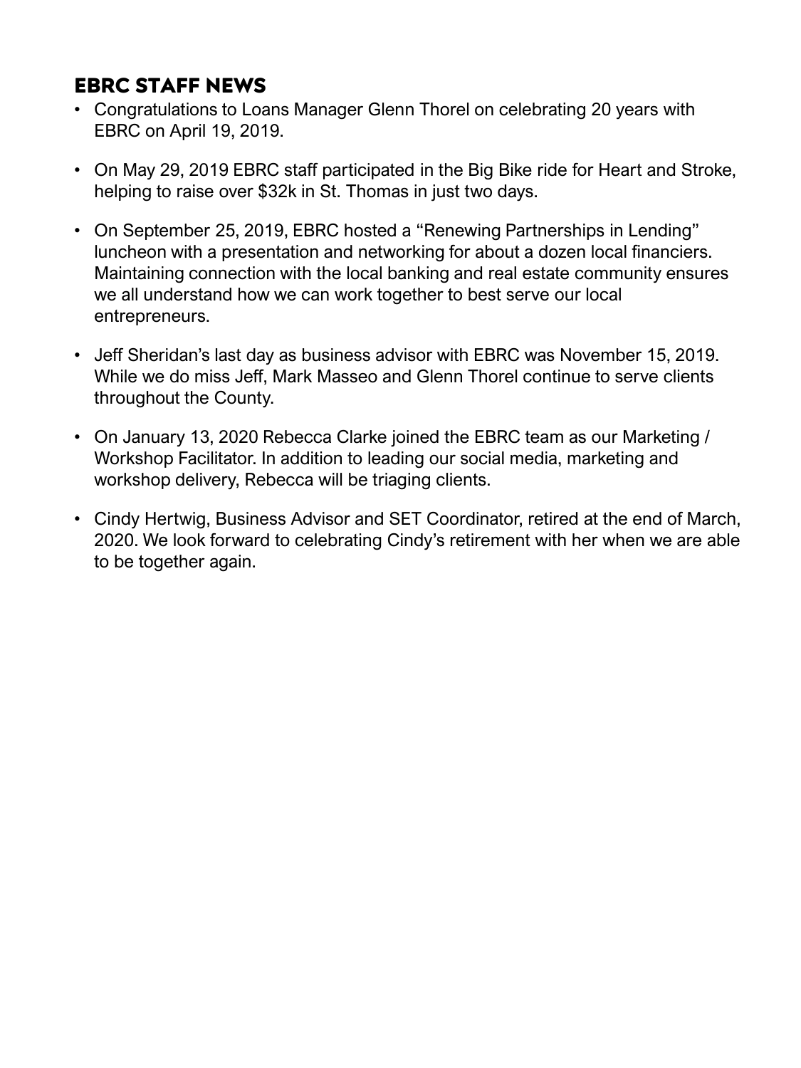## EBRC STAFF NEWS

- Congratulations to Loans Manager Glenn Thorel on celebrating 20 years with EBRC on April 19, 2019.
- On May 29, 2019 EBRC staff participated in the Big Bike ride for Heart and Stroke, helping to raise over $32k in St. Thomas in just two days.
- On September 25, 2019, EBRC hosted a "Renewing Partnerships in Lending" luncheon with a presentation and networking for about a dozen local financiers. Maintaining connection with the local banking and real estate community ensures we all understand how we can work together to best serve our local entrepreneurs.
- Jeff Sheridan's last day as business advisor with EBRC was November 15, 2019. While we do miss Jeff, Mark Masseo and Glenn Thorel continue to serve clients throughout the County.
- On January 13, 2020 Rebecca Clarke joined the EBRC team as our Marketing / Workshop Facilitator. In addition to leading our social media, marketing and workshop delivery, Rebecca will be triaging clients.
- Cindy Hertwig, Business Advisor and SET Coordinator, retired at the end of March, 2020. We look forward to celebrating Cindy's retirement with her when we are able to be together again.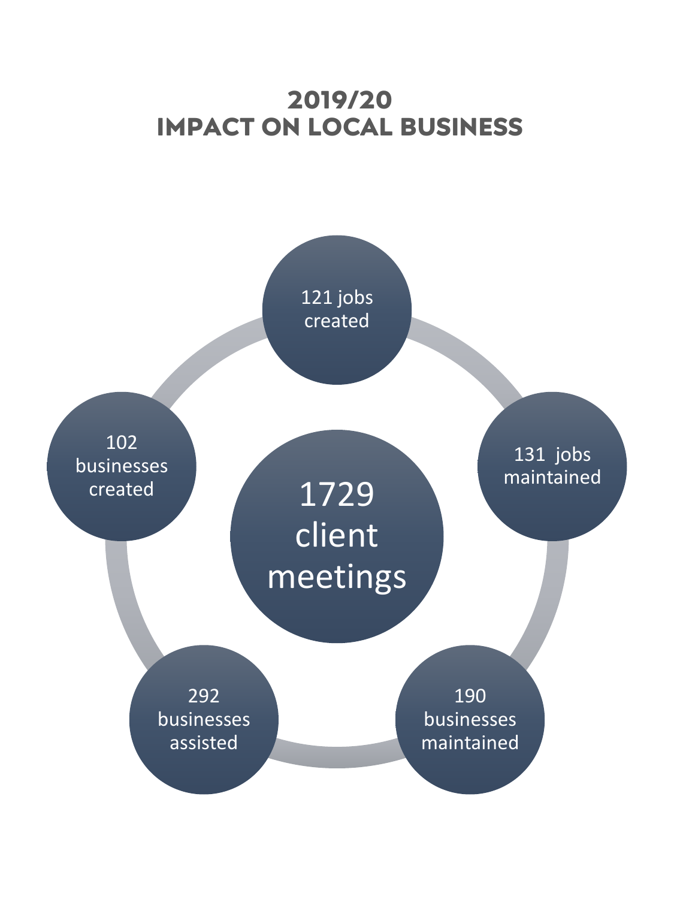## 2019/20
## IMPACT ON LOCAL BUSINESS

121 jobs created

131 jobs maintained

190 businesses maintained

292 businesses assisted

102 businesses created

1729 client meetings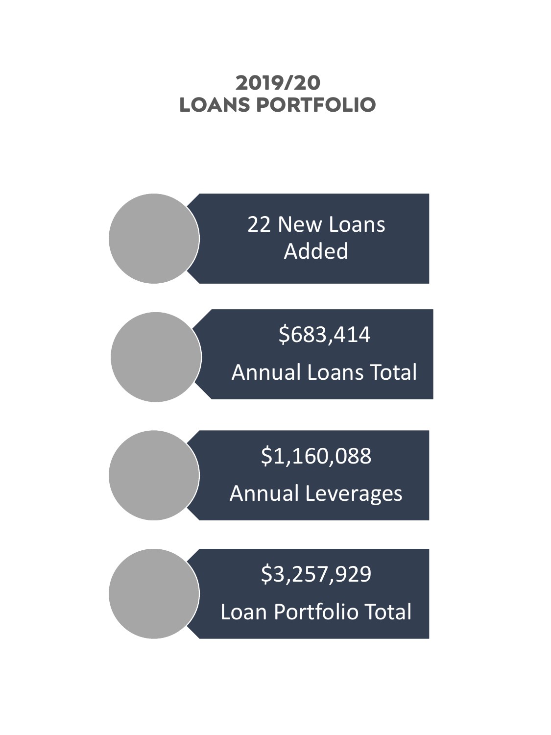# 2019/20 LOANS PORTFOLIO

22 New Loans Added

$683,414
Annual Loans Total

$1,160,088
Annual Leverages

$3,257,929
Loan Portfolio Total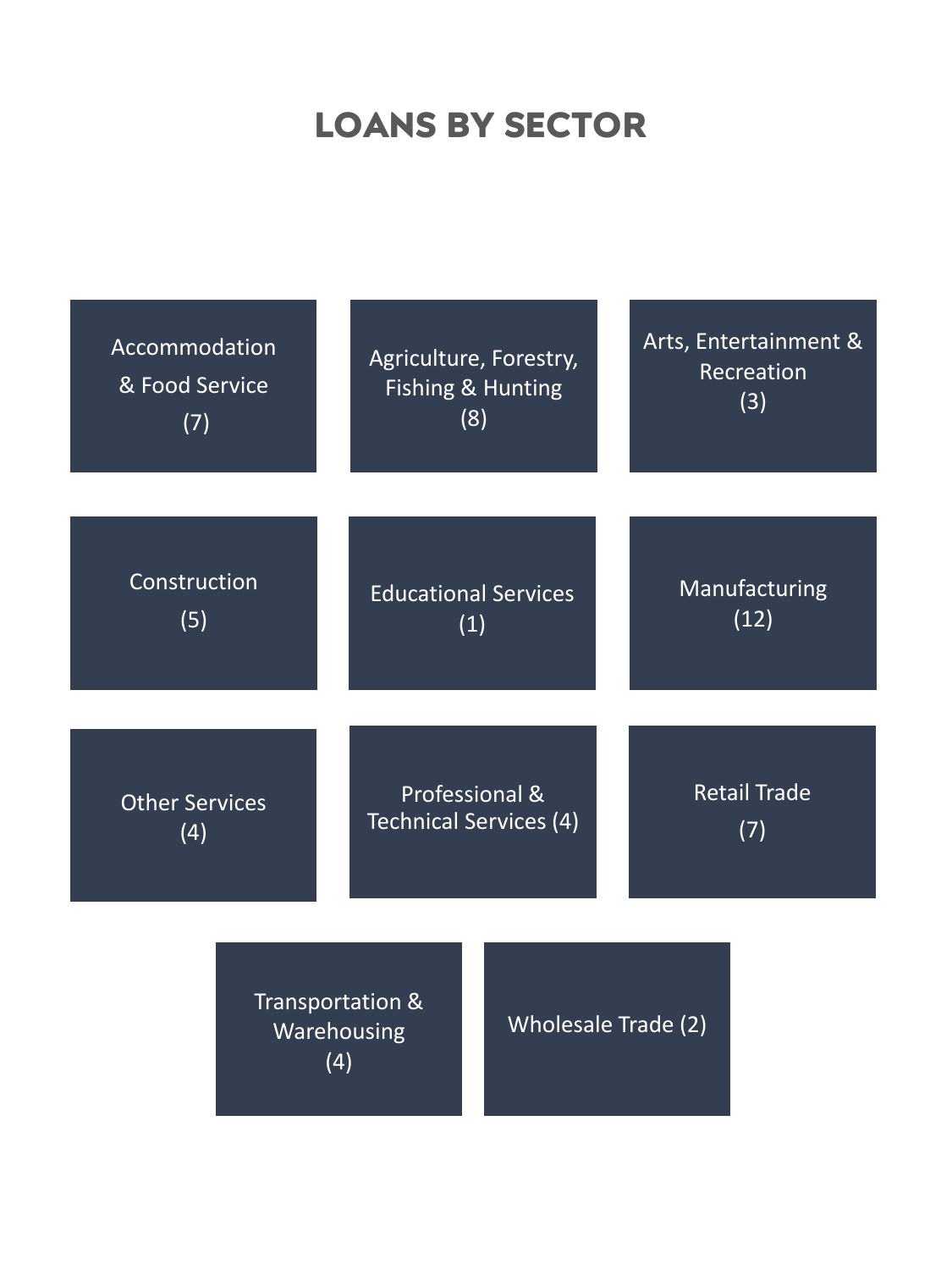# LOANS BY SECTOR

- Accommodation & Food Service (7)
- Agriculture, Forestry, Fishing & Hunting (8)
- Arts, Entertainment & Recreation (3)
- Construction (5)
- Educational Services (1)
- Manufacturing (12)
- Other Services (4)
- Professional & Technical Services (4)
- Retail Trade (7)
- Transportation & Warehousing (4)
- Wholesale Trade (2)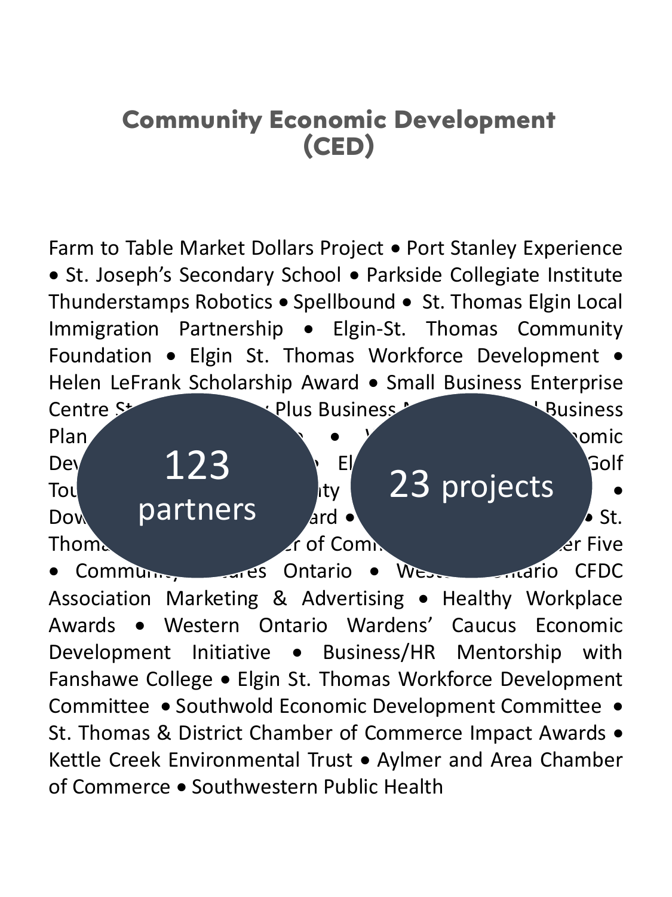# Community Economic Development (CED)

Farm to Table Market Dollars Project • Port Stanley Experience • St. Joseph's Secondary School • Parkside Collegiate Institute Thunderstamps Robotics • Spellbound • St. Thomas Elgin Local Immigration Partnership • Elgin-St. Thomas Community Foundation • Elgin St. Thomas Workforce Development • Helen LeFrank Scholarship Award • Small Business Enterprise Centre St... Plus Business ... Business Plan ... • ...omic Dev... • El... Golf Tou... ...ity ... • Dow... ...ard • ... • St. Thoma... ...r of Com... ...er Five • Commu... ...ares Ontario • West... ...ntario CFDC Association Marketing & Advertising • Healthy Workplace Awards • Western Ontario Wardens' Caucus Economic Development Initiative • Business/HR Mentorship with Fanshawe College • Elgin St. Thomas Workforce Development Committee • Southwold Economic Development Committee • St. Thomas & District Chamber of Commerce Impact Awards • Kettle Creek Environmental Trust • Aylmer and Area Chamber of Commerce • Southwestern Public Health

123 partners

23 projects